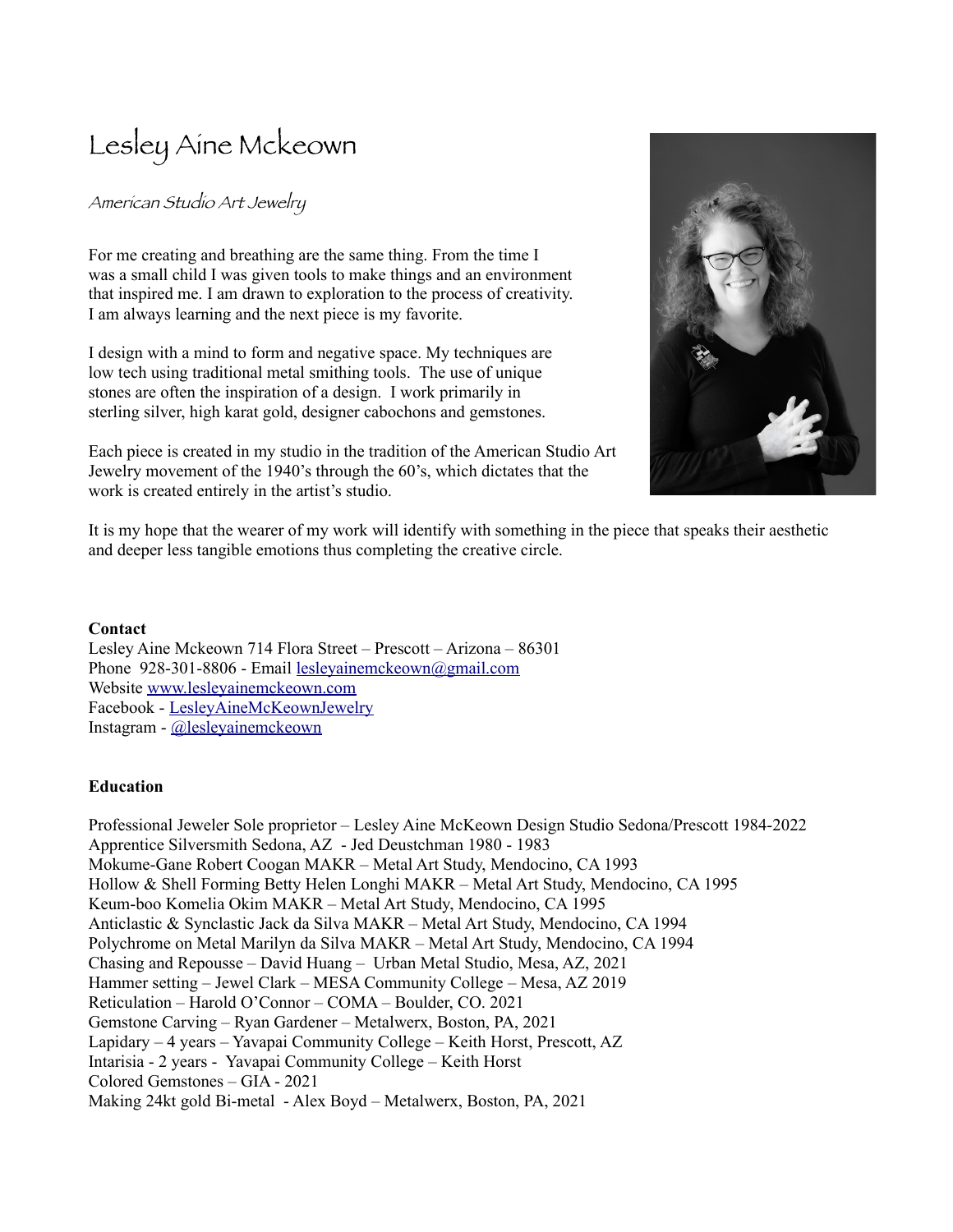# Lesley Aine Mckeown

*American Studio Art Jewelry*

For me creating and breathing are the same thing. From the time I was a small child I was given tools to make things and an environment that inspired me. I am drawn to exploration to the process of creativity. I am always learning and the next piece is my favorite.

I design with a mind to form and negative space. My techniques are low tech using traditional metal smithing tools. The use of unique stones are often the inspiration of a design. I work primarily in sterling silver, high karat gold, designer cabochons and gemstones.

Each piece is created in my studio in the tradition of the American Studio Art Jewelry movement of the 1940's through the 60's, which dictates that the work is created entirely in the artist's studio.

It is my hope that the wearer of my work will identify with something in the piece that speaks their aesthetic and deeper less tangible emotions thus completing the creative circle.

**Contact**

Lesley Aine Mckeown 714 Flora Street – Prescott – Arizona – 86301
Phone 928-301-8806 - Email lesleyainemckeown@gmail.com
Website www.lesleyainemckeown.com
Facebook - LesleyAineMcKeownJewelry
Instagram - @lesleyainemckeown

**Education**

Professional Jeweler Sole proprietor – Lesley Aine McKeown Design Studio Sedona/Prescott 1984-2022
Apprentice Silversmith Sedona, AZ - Jed Deustchman 1980 - 1983
Mokume-Gane Robert Coogan MAKR – Metal Art Study, Mendocino, CA 1993
Hollow & Shell Forming Betty Helen Longhi MAKR – Metal Art Study, Mendocino, CA 1995
Keum-boo Komelia Okim MAKR – Metal Art Study, Mendocino, CA 1995
Anticlastic & Synclastic Jack da Silva MAKR – Metal Art Study, Mendocino, CA 1994
Polychrome on Metal Marilyn da Silva MAKR – Metal Art Study, Mendocino, CA 1994
Chasing and Repousse – David Huang – Urban Metal Studio, Mesa, AZ, 2021
Hammer setting – Jewel Clark – MESA Community College – Mesa, AZ 2019
Reticulation – Harold O'Connor – COMA – Boulder, CO. 2021
Gemstone Carving – Ryan Gardener – Metalwerx, Boston, PA, 2021
Lapidary – 4 years – Yavapai Community College – Keith Horst, Prescott, AZ
Intarisia - 2 years - Yavapai Community College – Keith Horst
Colored Gemstones – GIA - 2021
Making 24kt gold Bi-metal - Alex Boyd – Metalwerx, Boston, PA, 2021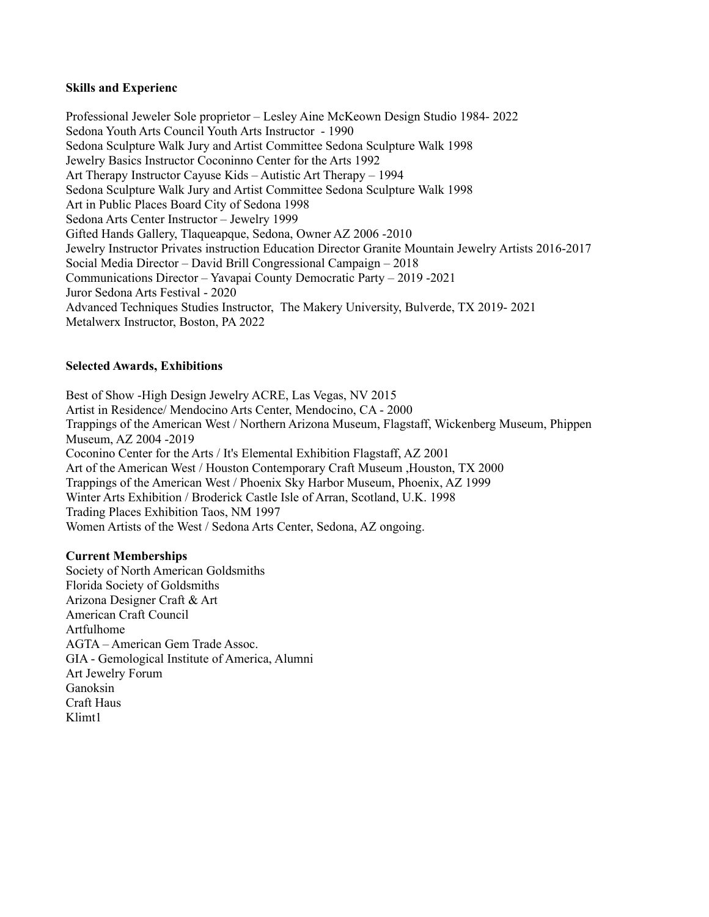**Skills and Experienc**

Professional Jeweler Sole proprietor – Lesley Aine McKeown Design Studio 1984- 2022
Sedona Youth Arts Council Youth Arts Instructor - 1990
Sedona Sculpture Walk Jury and Artist Committee Sedona Sculpture Walk 1998
Jewelry Basics Instructor Coconinno Center for the Arts 1992
Art Therapy Instructor Cayuse Kids – Autistic Art Therapy – 1994
Sedona Sculpture Walk Jury and Artist Committee Sedona Sculpture Walk 1998
Art in Public Places Board City of Sedona 1998
Sedona Arts Center Instructor – Jewelry 1999
Gifted Hands Gallery, Tlaqueapque, Sedona, Owner AZ 2006 -2010
Jewelry Instructor Privates instruction Education Director Granite Mountain Jewelry Artists 2016-2017
Social Media Director – David Brill Congressional Campaign – 2018
Communications Director – Yavapai County Democratic Party – 2019 -2021
Juror Sedona Arts Festival - 2020
Advanced Techniques Studies Instructor, The Makery University, Bulverde, TX 2019- 2021
Metalwerx Instructor, Boston, PA 2022

**Selected Awards, Exhibitions**

Best of Show -High Design Jewelry ACRE, Las Vegas, NV 2015
Artist in Residence/ Mendocino Arts Center, Mendocino, CA - 2000
Trappings of the American West / Northern Arizona Museum, Flagstaff, Wickenberg Museum, Phippen Museum, AZ 2004 -2019
Coconino Center for the Arts / It's Elemental Exhibition Flagstaff, AZ 2001
Art of the American West / Houston Contemporary Craft Museum ,Houston, TX 2000
Trappings of the American West / Phoenix Sky Harbor Museum, Phoenix, AZ 1999
Winter Arts Exhibition / Broderick Castle Isle of Arran, Scotland, U.K. 1998
Trading Places Exhibition Taos, NM 1997
Women Artists of the West / Sedona Arts Center, Sedona, AZ ongoing.

**Current Memberships**

Society of North American Goldsmiths
Florida Society of Goldsmiths
Arizona Designer Craft & Art
American Craft Council
Artfulhome
AGTA – American Gem Trade Assoc.
GIA - Gemological Institute of America, Alumni
Art Jewelry Forum
Ganoksin
Craft Haus
Klimt1